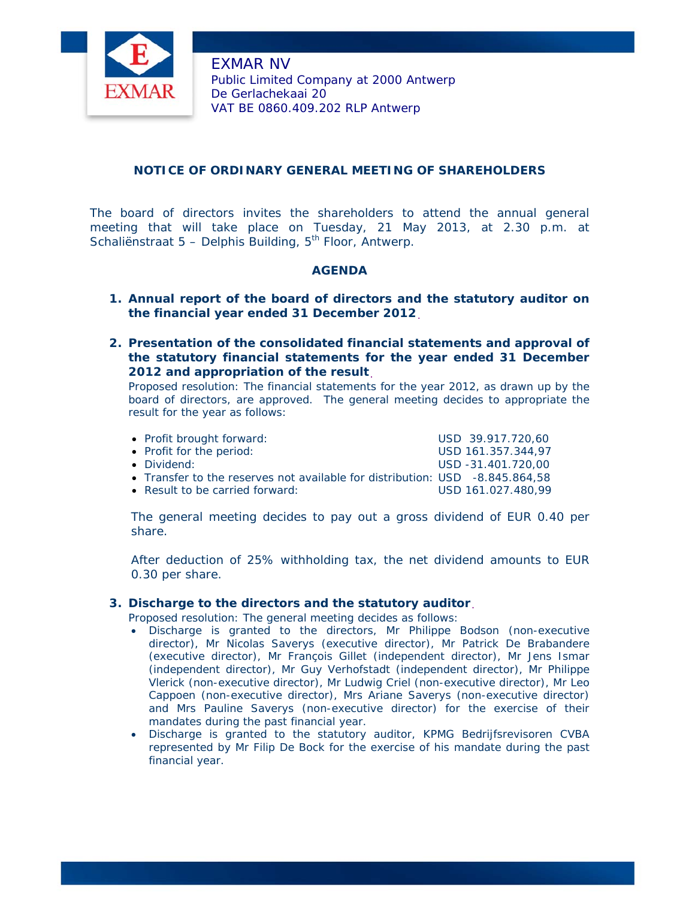# EXMAR NV

Public Limited Company at 2000 Antwerp
De Gerlachekaai 20
VAT BE 0860.409.202 RLP Antwerp

## NOTICE OF ORDINARY GENERAL MEETING OF SHAREHOLDERS

The board of directors invites the shareholders to attend the annual general meeting that will take place on Tuesday, 21 May 2013, at 2.30 p.m. at Schaliënstraat 5 – Delphis Building, 5th Floor, Antwerp.

### AGENDA

1. **Annual report of the board of directors and the statutory auditor on the financial year ended 31 December 2012.**

2. **Presentation of the consolidated financial statements and approval of the statutory financial statements for the year ended 31 December 2012 and appropriation of the result.**

   Proposed resolution: The financial statements for the year 2012, as drawn up by the board of directors, are approved. The general meeting decides to appropriate the result for the year as follows:

   - Profit brought forward: USD 39.917.720,60
   - Profit for the period: USD 161.357.344,97
   - Dividend: USD -31.401.720,00
   - Transfer to the reserves not available for distribution: USD -8.845.864,58
   - Result to be carried forward: USD 161.027.480,99

   The general meeting decides to pay out a gross dividend of EUR 0.40 per share.

   After deduction of 25% withholding tax, the net dividend amounts to EUR 0.30 per share.

3. **Discharge to the directors and the statutory auditor.**

   Proposed resolution: The general meeting decides as follows:
   - Discharge is granted to the directors, Mr Philippe Bodson (non-executive director), Mr Nicolas Saverys (executive director), Mr Patrick De Brabandere (executive director), Mr François Gillet (independent director), Mr Jens Ismar (independent director), Mr Guy Verhofstadt (independent director), Mr Philippe Vlerick (non-executive director), Mr Ludwig Criel (non-executive director), Mr Leo Cappoen (non-executive director), Mrs Ariane Saverys (non-executive director) and Mrs Pauline Saverys (non-executive director) for the exercise of their mandates during the past financial year.
   - Discharge is granted to the statutory auditor, KPMG Bedrijfsrevisoren CVBA represented by Mr Filip De Bock for the exercise of his mandate during the past financial year.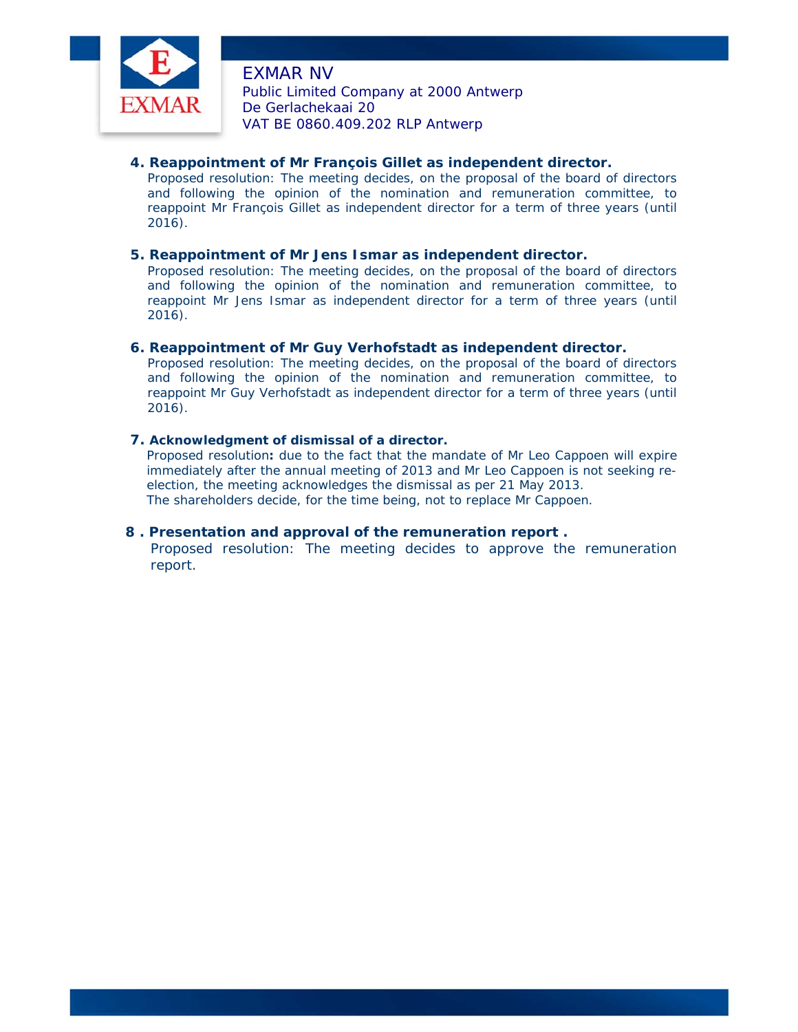**4. Reappointment of Mr François Gillet as independent director.**

Proposed resolution: The meeting decides, on the proposal of the board of directors and following the opinion of the nomination and remuneration committee, to reappoint Mr François Gillet as independent director for a term of three years (until 2016).

**5. Reappointment of Mr Jens Ismar as independent director.**

Proposed resolution: The meeting decides, on the proposal of the board of directors and following the opinion of the nomination and remuneration committee, to reappoint Mr Jens Ismar as independent director for a term of three years (until 2016).

**6. Reappointment of Mr Guy Verhofstadt as independent director.**

Proposed resolution: The meeting decides, on the proposal of the board of directors and following the opinion of the nomination and remuneration committee, to reappoint Mr Guy Verhofstadt as independent director for a term of three years (until 2016).

**7. Acknowledgment of dismissal of a director.**

Proposed resolution**:** due to the fact that the mandate of Mr Leo Cappoen will expire immediately after the annual meeting of 2013 and Mr Leo Cappoen is not seeking re-election, the meeting acknowledges the dismissal as per 21 May 2013.
The shareholders decide, for the time being, not to replace Mr Cappoen.

**8 . Presentation and approval of the remuneration report .**

Proposed resolution: The meeting decides to approve the remuneration report.